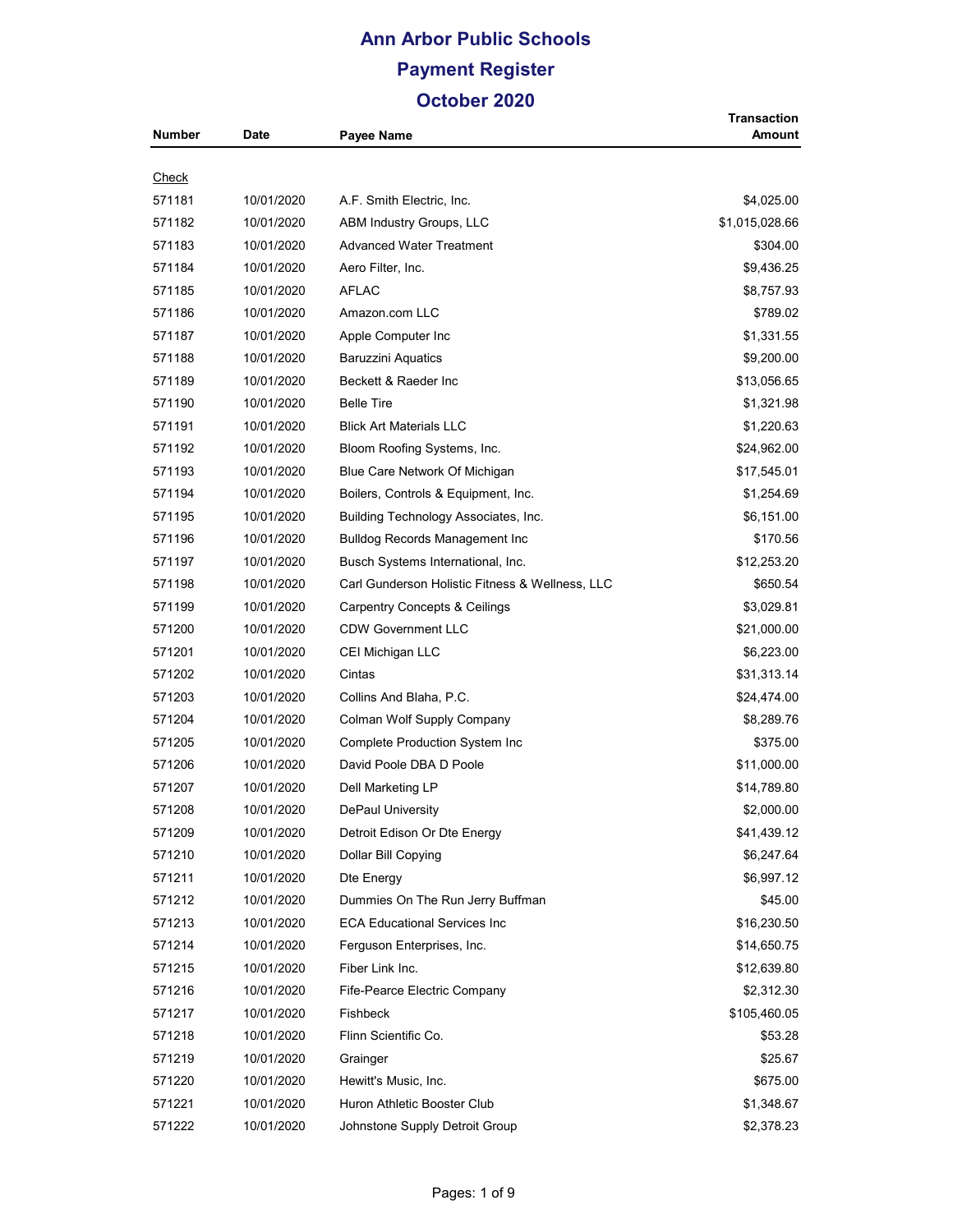# Ann Arbor Public Schools

## Payment Register

## October 2020

| Number | Date | Payee Name | Transaction Amount |
|---|---|---|---|
| Check | | | |
| 571181 | 10/01/2020 | A.F. Smith Electric, Inc. | $4,025.00 |
| 571182 | 10/01/2020 | ABM Industry Groups, LLC | $1,015,028.66 |
| 571183 | 10/01/2020 | Advanced Water Treatment | $304.00 |
| 571184 | 10/01/2020 | Aero Filter, Inc. | $9,436.25 |
| 571185 | 10/01/2020 | AFLAC | $8,757.93 |
| 571186 | 10/01/2020 | Amazon.com LLC | $789.02 |
| 571187 | 10/01/2020 | Apple Computer Inc | $1,331.55 |
| 571188 | 10/01/2020 | Baruzzini Aquatics | $9,200.00 |
| 571189 | 10/01/2020 | Beckett & Raeder Inc | $13,056.65 |
| 571190 | 10/01/2020 | Belle Tire | $1,321.98 |
| 571191 | 10/01/2020 | Blick Art Materials LLC | $1,220.63 |
| 571192 | 10/01/2020 | Bloom Roofing Systems, Inc. | $24,962.00 |
| 571193 | 10/01/2020 | Blue Care Network Of Michigan | $17,545.01 |
| 571194 | 10/01/2020 | Boilers, Controls & Equipment, Inc. | $1,254.69 |
| 571195 | 10/01/2020 | Building Technology Associates, Inc. | $6,151.00 |
| 571196 | 10/01/2020 | Bulldog Records Management Inc | $170.56 |
| 571197 | 10/01/2020 | Busch Systems International, Inc. | $12,253.20 |
| 571198 | 10/01/2020 | Carl Gunderson Holistic Fitness & Wellness, LLC | $650.54 |
| 571199 | 10/01/2020 | Carpentry Concepts & Ceilings | $3,029.81 |
| 571200 | 10/01/2020 | CDW Government LLC | $21,000.00 |
| 571201 | 10/01/2020 | CEI Michigan LLC | $6,223.00 |
| 571202 | 10/01/2020 | Cintas | $31,313.14 |
| 571203 | 10/01/2020 | Collins And Blaha, P.C. | $24,474.00 |
| 571204 | 10/01/2020 | Colman Wolf Supply Company | $8,289.76 |
| 571205 | 10/01/2020 | Complete Production System Inc | $375.00 |
| 571206 | 10/01/2020 | David Poole DBA D Poole | $11,000.00 |
| 571207 | 10/01/2020 | Dell Marketing LP | $14,789.80 |
| 571208 | 10/01/2020 | DePaul University | $2,000.00 |
| 571209 | 10/01/2020 | Detroit Edison Or Dte Energy | $41,439.12 |
| 571210 | 10/01/2020 | Dollar Bill Copying | $6,247.64 |
| 571211 | 10/01/2020 | Dte Energy | $6,997.12 |
| 571212 | 10/01/2020 | Dummies On The Run Jerry Buffman | $45.00 |
| 571213 | 10/01/2020 | ECA Educational Services Inc | $16,230.50 |
| 571214 | 10/01/2020 | Ferguson Enterprises, Inc. | $14,650.75 |
| 571215 | 10/01/2020 | Fiber Link Inc. | $12,639.80 |
| 571216 | 10/01/2020 | Fife-Pearce Electric Company | $2,312.30 |
| 571217 | 10/01/2020 | Fishbeck | $105,460.05 |
| 571218 | 10/01/2020 | Flinn Scientific Co. | $53.28 |
| 571219 | 10/01/2020 | Grainger | $25.67 |
| 571220 | 10/01/2020 | Hewitt's Music, Inc. | $675.00 |
| 571221 | 10/01/2020 | Huron Athletic Booster Club | $1,348.67 |
| 571222 | 10/01/2020 | Johnstone Supply Detroit Group | $2,378.23 |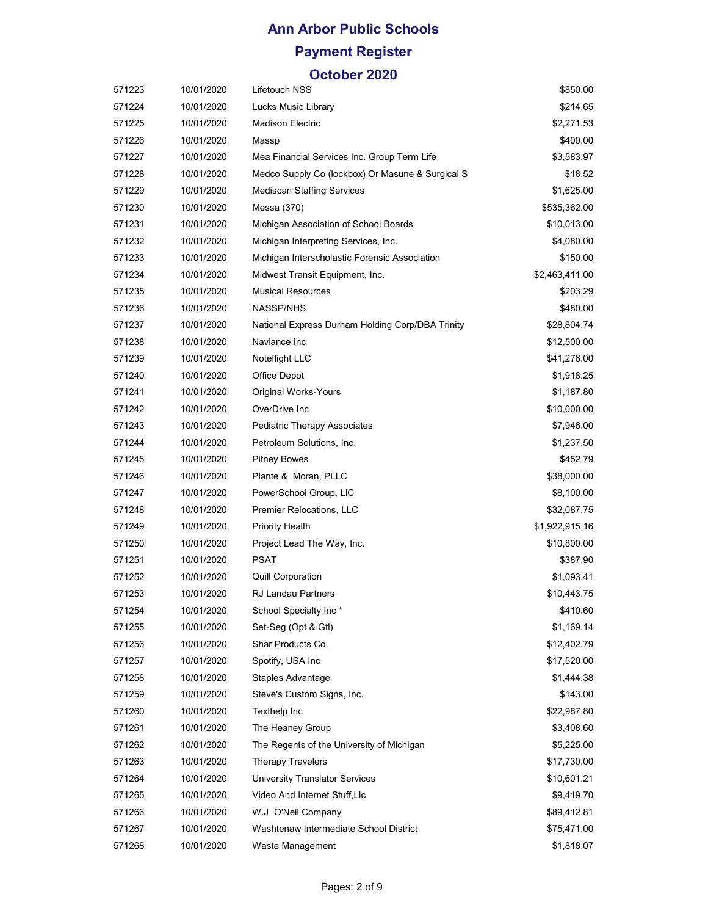# Ann Arbor Public Schools

## Payment Register

## October 2020

| | | | |
|---|---|---|---|
| 571223 | 10/01/2020 | Lifetouch NSS | $850.00 |
| 571224 | 10/01/2020 | Lucks Music Library | $214.65 |
| 571225 | 10/01/2020 | Madison Electric | $2,271.53 |
| 571226 | 10/01/2020 | Massp | $400.00 |
| 571227 | 10/01/2020 | Mea Financial Services Inc. Group Term Life | $3,583.97 |
| 571228 | 10/01/2020 | Medco Supply Co (lockbox) Or Masune & Surgical S | $18.52 |
| 571229 | 10/01/2020 | Mediscan Staffing Services | $1,625.00 |
| 571230 | 10/01/2020 | Messa (370) | $535,362.00 |
| 571231 | 10/01/2020 | Michigan Association of School Boards | $10,013.00 |
| 571232 | 10/01/2020 | Michigan Interpreting Services, Inc. | $4,080.00 |
| 571233 | 10/01/2020 | Michigan Interscholastic Forensic Association | $150.00 |
| 571234 | 10/01/2020 | Midwest Transit Equipment, Inc. | $2,463,411.00 |
| 571235 | 10/01/2020 | Musical Resources | $203.29 |
| 571236 | 10/01/2020 | NASSP/NHS | $480.00 |
| 571237 | 10/01/2020 | National Express Durham Holding Corp/DBA Trinity | $28,804.74 |
| 571238 | 10/01/2020 | Naviance Inc | $12,500.00 |
| 571239 | 10/01/2020 | Noteflight LLC | $41,276.00 |
| 571240 | 10/01/2020 | Office Depot | $1,918.25 |
| 571241 | 10/01/2020 | Original Works-Yours | $1,187.80 |
| 571242 | 10/01/2020 | OverDrive Inc | $10,000.00 |
| 571243 | 10/01/2020 | Pediatric Therapy Associates | $7,946.00 |
| 571244 | 10/01/2020 | Petroleum Solutions, Inc. | $1,237.50 |
| 571245 | 10/01/2020 | Pitney Bowes | $452.79 |
| 571246 | 10/01/2020 | Plante & Moran, PLLC | $38,000.00 |
| 571247 | 10/01/2020 | PowerSchool Group, LlC | $8,100.00 |
| 571248 | 10/01/2020 | Premier Relocations, LLC | $32,087.75 |
| 571249 | 10/01/2020 | Priority Health | $1,922,915.16 |
| 571250 | 10/01/2020 | Project Lead The Way, Inc. | $10,800.00 |
| 571251 | 10/01/2020 | PSAT | $387.90 |
| 571252 | 10/01/2020 | Quill Corporation | $1,093.41 |
| 571253 | 10/01/2020 | RJ Landau Partners | $10,443.75 |
| 571254 | 10/01/2020 | School Specialty Inc * | $410.60 |
| 571255 | 10/01/2020 | Set-Seg (Opt & Gtl) | $1,169.14 |
| 571256 | 10/01/2020 | Shar Products Co. | $12,402.79 |
| 571257 | 10/01/2020 | Spotify, USA Inc | $17,520.00 |
| 571258 | 10/01/2020 | Staples Advantage | $1,444.38 |
| 571259 | 10/01/2020 | Steve's Custom Signs, Inc. | $143.00 |
| 571260 | 10/01/2020 | Texthelp Inc | $22,987.80 |
| 571261 | 10/01/2020 | The Heaney Group | $3,408.60 |
| 571262 | 10/01/2020 | The Regents of the University of Michigan | $5,225.00 |
| 571263 | 10/01/2020 | Therapy Travelers | $17,730.00 |
| 571264 | 10/01/2020 | University Translator Services | $10,601.21 |
| 571265 | 10/01/2020 | Video And Internet Stuff,Llc | $9,419.70 |
| 571266 | 10/01/2020 | W.J. O'Neil Company | $89,412.81 |
| 571267 | 10/01/2020 | Washtenaw Intermediate School District | $75,471.00 |
| 571268 | 10/01/2020 | Waste Management | $1,818.07 |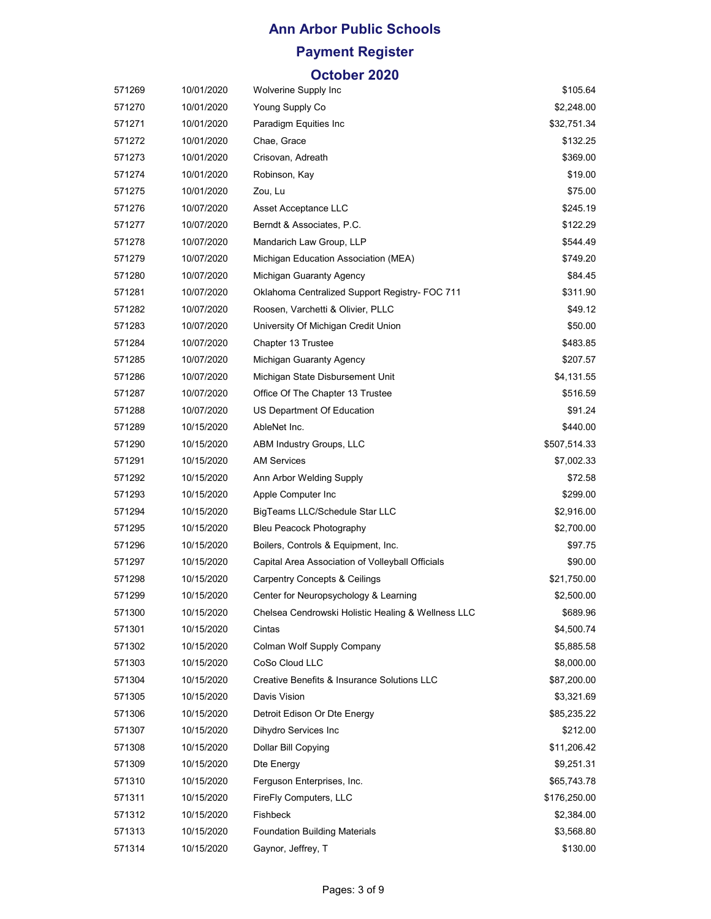# Ann Arbor Public Schools

## Payment Register

## October 2020

| | | | |
|---|---|---|---|
| 571269 | 10/01/2020 | Wolverine Supply Inc | $105.64 |
| 571270 | 10/01/2020 | Young Supply Co | $2,248.00 |
| 571271 | 10/01/2020 | Paradigm Equities Inc | $32,751.34 |
| 571272 | 10/01/2020 | Chae, Grace | $132.25 |
| 571273 | 10/01/2020 | Crisovan, Adreath | $369.00 |
| 571274 | 10/01/2020 | Robinson, Kay | $19.00 |
| 571275 | 10/01/2020 | Zou, Lu | $75.00 |
| 571276 | 10/07/2020 | Asset Acceptance LLC | $245.19 |
| 571277 | 10/07/2020 | Berndt & Associates, P.C. | $122.29 |
| 571278 | 10/07/2020 | Mandarich Law Group, LLP | $544.49 |
| 571279 | 10/07/2020 | Michigan Education Association (MEA) | $749.20 |
| 571280 | 10/07/2020 | Michigan Guaranty Agency | $84.45 |
| 571281 | 10/07/2020 | Oklahoma Centralized Support Registry- FOC 711 | $311.90 |
| 571282 | 10/07/2020 | Roosen, Varchetti & Olivier, PLLC | $49.12 |
| 571283 | 10/07/2020 | University Of Michigan Credit Union | $50.00 |
| 571284 | 10/07/2020 | Chapter 13 Trustee | $483.85 |
| 571285 | 10/07/2020 | Michigan Guaranty Agency | $207.57 |
| 571286 | 10/07/2020 | Michigan State Disbursement Unit | $4,131.55 |
| 571287 | 10/07/2020 | Office Of The Chapter 13 Trustee | $516.59 |
| 571288 | 10/07/2020 | US Department Of Education | $91.24 |
| 571289 | 10/15/2020 | AbleNet Inc. | $440.00 |
| 571290 | 10/15/2020 | ABM Industry Groups, LLC | $507,514.33 |
| 571291 | 10/15/2020 | AM Services | $7,002.33 |
| 571292 | 10/15/2020 | Ann Arbor Welding Supply | $72.58 |
| 571293 | 10/15/2020 | Apple Computer Inc | $299.00 |
| 571294 | 10/15/2020 | BigTeams LLC/Schedule Star LLC | $2,916.00 |
| 571295 | 10/15/2020 | Bleu Peacock Photography | $2,700.00 |
| 571296 | 10/15/2020 | Boilers, Controls & Equipment, Inc. | $97.75 |
| 571297 | 10/15/2020 | Capital Area Association of Volleyball Officials | $90.00 |
| 571298 | 10/15/2020 | Carpentry Concepts & Ceilings | $21,750.00 |
| 571299 | 10/15/2020 | Center for Neuropsychology & Learning | $2,500.00 |
| 571300 | 10/15/2020 | Chelsea Cendrowski Holistic Healing & Wellness LLC | $689.96 |
| 571301 | 10/15/2020 | Cintas | $4,500.74 |
| 571302 | 10/15/2020 | Colman Wolf Supply Company | $5,885.58 |
| 571303 | 10/15/2020 | CoSo Cloud LLC | $8,000.00 |
| 571304 | 10/15/2020 | Creative Benefits & Insurance Solutions LLC | $87,200.00 |
| 571305 | 10/15/2020 | Davis Vision | $3,321.69 |
| 571306 | 10/15/2020 | Detroit Edison Or Dte Energy | $85,235.22 |
| 571307 | 10/15/2020 | Dihydro Services Inc | $212.00 |
| 571308 | 10/15/2020 | Dollar Bill Copying | $11,206.42 |
| 571309 | 10/15/2020 | Dte Energy | $9,251.31 |
| 571310 | 10/15/2020 | Ferguson Enterprises, Inc. | $65,743.78 |
| 571311 | 10/15/2020 | FireFly Computers, LLC | $176,250.00 |
| 571312 | 10/15/2020 | Fishbeck | $2,384.00 |
| 571313 | 10/15/2020 | Foundation Building Materials | $3,568.80 |
| 571314 | 10/15/2020 | Gaynor, Jeffrey, T | $130.00 |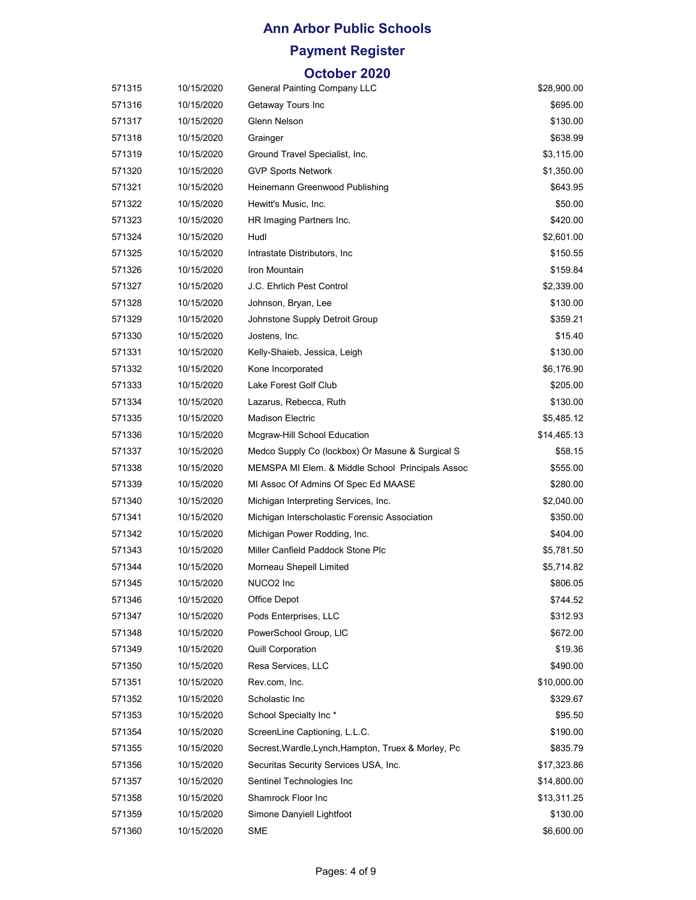# Ann Arbor Public Schools

## Payment Register

## October 2020

| | | | |
|---|---|---|---|
| 571315 | 10/15/2020 | General Painting Company LLC | $28,900.00 |
| 571316 | 10/15/2020 | Getaway Tours Inc | $695.00 |
| 571317 | 10/15/2020 | Glenn Nelson | $130.00 |
| 571318 | 10/15/2020 | Grainger | $638.99 |
| 571319 | 10/15/2020 | Ground Travel Specialist, Inc. | $3,115.00 |
| 571320 | 10/15/2020 | GVP Sports Network | $1,350.00 |
| 571321 | 10/15/2020 | Heinemann Greenwood Publishing | $643.95 |
| 571322 | 10/15/2020 | Hewitt's Music, Inc. | $50.00 |
| 571323 | 10/15/2020 | HR Imaging Partners Inc. | $420.00 |
| 571324 | 10/15/2020 | Hudl | $2,601.00 |
| 571325 | 10/15/2020 | Intrastate Distributors, Inc | $150.55 |
| 571326 | 10/15/2020 | Iron Mountain | $159.84 |
| 571327 | 10/15/2020 | J.C. Ehrlich Pest Control | $2,339.00 |
| 571328 | 10/15/2020 | Johnson, Bryan, Lee | $130.00 |
| 571329 | 10/15/2020 | Johnstone Supply Detroit Group | $359.21 |
| 571330 | 10/15/2020 | Jostens, Inc. | $15.40 |
| 571331 | 10/15/2020 | Kelly-Shaieb, Jessica, Leigh | $130.00 |
| 571332 | 10/15/2020 | Kone Incorporated | $6,176.90 |
| 571333 | 10/15/2020 | Lake Forest Golf Club | $205.00 |
| 571334 | 10/15/2020 | Lazarus, Rebecca, Ruth | $130.00 |
| 571335 | 10/15/2020 | Madison Electric | $5,485.12 |
| 571336 | 10/15/2020 | Mcgraw-Hill School Education | $14,465.13 |
| 571337 | 10/15/2020 | Medco Supply Co (lockbox) Or Masune & Surgical S | $58.15 |
| 571338 | 10/15/2020 | MEMSPA MI Elem. & Middle School Principals Assoc | $555.00 |
| 571339 | 10/15/2020 | MI Assoc Of Admins Of Spec Ed MAASE | $280.00 |
| 571340 | 10/15/2020 | Michigan Interpreting Services, Inc. | $2,040.00 |
| 571341 | 10/15/2020 | Michigan Interscholastic Forensic Association | $350.00 |
| 571342 | 10/15/2020 | Michigan Power Rodding, Inc. | $404.00 |
| 571343 | 10/15/2020 | Miller Canfield Paddock Stone Plc | $5,781.50 |
| 571344 | 10/15/2020 | Morneau Shepell Limited | $5,714.82 |
| 571345 | 10/15/2020 | NUCO2 Inc | $806.05 |
| 571346 | 10/15/2020 | Office Depot | $744.52 |
| 571347 | 10/15/2020 | Pods Enterprises, LLC | $312.93 |
| 571348 | 10/15/2020 | PowerSchool Group, LlC | $672.00 |
| 571349 | 10/15/2020 | Quill Corporation | $19.36 |
| 571350 | 10/15/2020 | Resa Services, LLC | $490.00 |
| 571351 | 10/15/2020 | Rev.com, Inc. | $10,000.00 |
| 571352 | 10/15/2020 | Scholastic Inc | $329.67 |
| 571353 | 10/15/2020 | School Specialty Inc * | $95.50 |
| 571354 | 10/15/2020 | ScreenLine Captioning, L.L.C. | $190.00 |
| 571355 | 10/15/2020 | Secrest,Wardle,Lynch,Hampton, Truex & Morley, Pc | $835.79 |
| 571356 | 10/15/2020 | Securitas Security Services USA, Inc. | $17,323.86 |
| 571357 | 10/15/2020 | Sentinel Technologies Inc | $14,800.00 |
| 571358 | 10/15/2020 | Shamrock Floor Inc | $13,311.25 |
| 571359 | 10/15/2020 | Simone Danyiell Lightfoot | $130.00 |
| 571360 | 10/15/2020 | SME | $6,600.00 |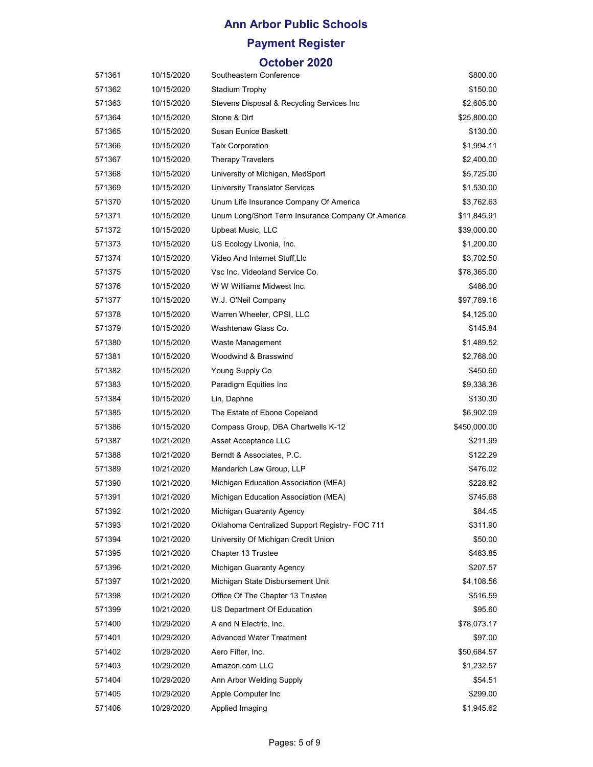# Ann Arbor Public Schools

## Payment Register

## October 2020

| | | | |
|---|---|---|---|
| 571361 | 10/15/2020 | Southeastern Conference | $800.00 |
| 571362 | 10/15/2020 | Stadium Trophy | $150.00 |
| 571363 | 10/15/2020 | Stevens Disposal & Recycling Services Inc | $2,605.00 |
| 571364 | 10/15/2020 | Stone & Dirt | $25,800.00 |
| 571365 | 10/15/2020 | Susan Eunice Baskett | $130.00 |
| 571366 | 10/15/2020 | Talx Corporation | $1,994.11 |
| 571367 | 10/15/2020 | Therapy Travelers | $2,400.00 |
| 571368 | 10/15/2020 | University of Michigan, MedSport | $5,725.00 |
| 571369 | 10/15/2020 | University Translator Services | $1,530.00 |
| 571370 | 10/15/2020 | Unum Life Insurance Company Of America | $3,762.63 |
| 571371 | 10/15/2020 | Unum Long/Short Term Insurance Company Of America | $11,845.91 |
| 571372 | 10/15/2020 | Upbeat Music, LLC | $39,000.00 |
| 571373 | 10/15/2020 | US Ecology Livonia, Inc. | $1,200.00 |
| 571374 | 10/15/2020 | Video And Internet Stuff,Llc | $3,702.50 |
| 571375 | 10/15/2020 | Vsc Inc. Videoland Service Co. | $78,365.00 |
| 571376 | 10/15/2020 | W W Williams Midwest Inc. | $486.00 |
| 571377 | 10/15/2020 | W.J. O'Neil Company | $97,789.16 |
| 571378 | 10/15/2020 | Warren Wheeler, CPSI, LLC | $4,125.00 |
| 571379 | 10/15/2020 | Washtenaw Glass Co. | $145.84 |
| 571380 | 10/15/2020 | Waste Management | $1,489.52 |
| 571381 | 10/15/2020 | Woodwind & Brasswind | $2,768.00 |
| 571382 | 10/15/2020 | Young Supply Co | $450.60 |
| 571383 | 10/15/2020 | Paradigm Equities Inc | $9,338.36 |
| 571384 | 10/15/2020 | Lin, Daphne | $130.30 |
| 571385 | 10/15/2020 | The Estate of Ebone Copeland | $6,902.09 |
| 571386 | 10/15/2020 | Compass Group, DBA Chartwells K-12 | $450,000.00 |
| 571387 | 10/21/2020 | Asset Acceptance LLC | $211.99 |
| 571388 | 10/21/2020 | Berndt & Associates, P.C. | $122.29 |
| 571389 | 10/21/2020 | Mandarich Law Group, LLP | $476.02 |
| 571390 | 10/21/2020 | Michigan Education Association (MEA) | $228.82 |
| 571391 | 10/21/2020 | Michigan Education Association (MEA) | $745.68 |
| 571392 | 10/21/2020 | Michigan Guaranty Agency | $84.45 |
| 571393 | 10/21/2020 | Oklahoma Centralized Support Registry- FOC 711 | $311.90 |
| 571394 | 10/21/2020 | University Of Michigan Credit Union | $50.00 |
| 571395 | 10/21/2020 | Chapter 13 Trustee | $483.85 |
| 571396 | 10/21/2020 | Michigan Guaranty Agency | $207.57 |
| 571397 | 10/21/2020 | Michigan State Disbursement Unit | $4,108.56 |
| 571398 | 10/21/2020 | Office Of The Chapter 13 Trustee | $516.59 |
| 571399 | 10/21/2020 | US Department Of Education | $95.60 |
| 571400 | 10/29/2020 | A and N Electric, Inc. | $78,073.17 |
| 571401 | 10/29/2020 | Advanced Water Treatment | $97.00 |
| 571402 | 10/29/2020 | Aero Filter, Inc. | $50,684.57 |
| 571403 | 10/29/2020 | Amazon.com LLC | $1,232.57 |
| 571404 | 10/29/2020 | Ann Arbor Welding Supply | $54.51 |
| 571405 | 10/29/2020 | Apple Computer Inc | $299.00 |
| 571406 | 10/29/2020 | Applied Imaging | $1,945.62 |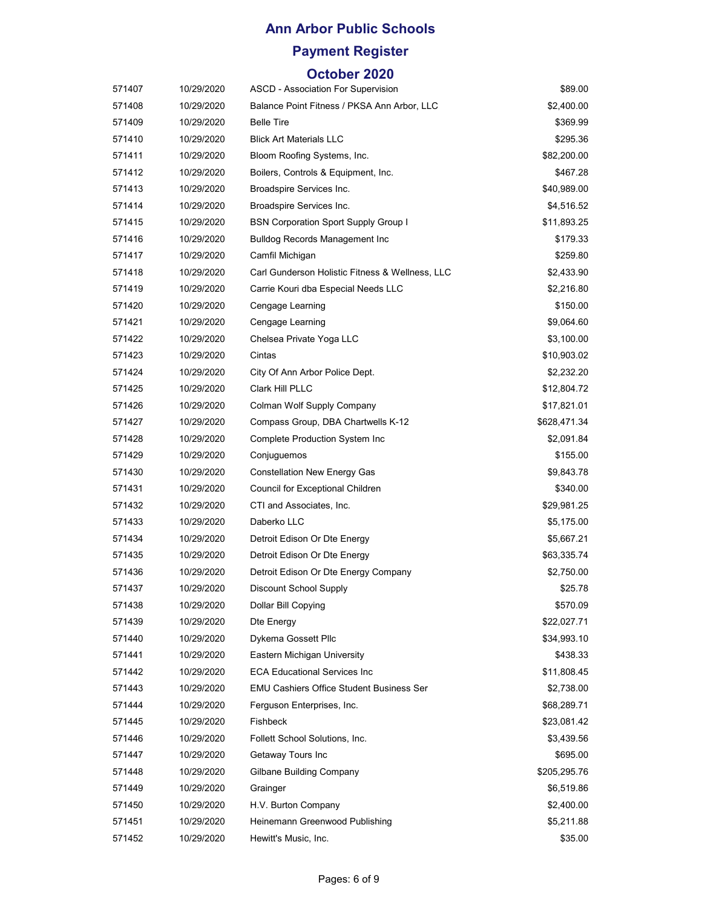# Ann Arbor Public Schools

## Payment Register

### October 2020

| | | | |
|---|---|---|---|
| 571407 | 10/29/2020 | ASCD - Association For Supervision | $89.00 |
| 571408 | 10/29/2020 | Balance Point Fitness / PKSA Ann Arbor, LLC | $2,400.00 |
| 571409 | 10/29/2020 | Belle Tire | $369.99 |
| 571410 | 10/29/2020 | Blick Art Materials LLC | $295.36 |
| 571411 | 10/29/2020 | Bloom Roofing Systems, Inc. | $82,200.00 |
| 571412 | 10/29/2020 | Boilers, Controls & Equipment, Inc. | $467.28 |
| 571413 | 10/29/2020 | Broadspire Services Inc. | $40,989.00 |
| 571414 | 10/29/2020 | Broadspire Services Inc. | $4,516.52 |
| 571415 | 10/29/2020 | BSN Corporation Sport Supply Group I | $11,893.25 |
| 571416 | 10/29/2020 | Bulldog Records Management Inc | $179.33 |
| 571417 | 10/29/2020 | Camfil Michigan | $259.80 |
| 571418 | 10/29/2020 | Carl Gunderson Holistic Fitness & Wellness, LLC | $2,433.90 |
| 571419 | 10/29/2020 | Carrie Kouri dba Especial Needs LLC | $2,216.80 |
| 571420 | 10/29/2020 | Cengage Learning | $150.00 |
| 571421 | 10/29/2020 | Cengage Learning | $9,064.60 |
| 571422 | 10/29/2020 | Chelsea Private Yoga LLC | $3,100.00 |
| 571423 | 10/29/2020 | Cintas | $10,903.02 |
| 571424 | 10/29/2020 | City Of Ann Arbor Police Dept. | $2,232.20 |
| 571425 | 10/29/2020 | Clark Hill PLLC | $12,804.72 |
| 571426 | 10/29/2020 | Colman Wolf Supply Company | $17,821.01 |
| 571427 | 10/29/2020 | Compass Group, DBA Chartwells K-12 | $628,471.34 |
| 571428 | 10/29/2020 | Complete Production System Inc | $2,091.84 |
| 571429 | 10/29/2020 | Conjuguemos | $155.00 |
| 571430 | 10/29/2020 | Constellation New Energy Gas | $9,843.78 |
| 571431 | 10/29/2020 | Council for Exceptional Children | $340.00 |
| 571432 | 10/29/2020 | CTI and Associates, Inc. | $29,981.25 |
| 571433 | 10/29/2020 | Daberko LLC | $5,175.00 |
| 571434 | 10/29/2020 | Detroit Edison Or Dte Energy | $5,667.21 |
| 571435 | 10/29/2020 | Detroit Edison Or Dte Energy | $63,335.74 |
| 571436 | 10/29/2020 | Detroit Edison Or Dte Energy Company | $2,750.00 |
| 571437 | 10/29/2020 | Discount School Supply | $25.78 |
| 571438 | 10/29/2020 | Dollar Bill Copying | $570.09 |
| 571439 | 10/29/2020 | Dte Energy | $22,027.71 |
| 571440 | 10/29/2020 | Dykema Gossett Pllc | $34,993.10 |
| 571441 | 10/29/2020 | Eastern Michigan University | $438.33 |
| 571442 | 10/29/2020 | ECA Educational Services Inc | $11,808.45 |
| 571443 | 10/29/2020 | EMU Cashiers Office Student Business Ser | $2,738.00 |
| 571444 | 10/29/2020 | Ferguson Enterprises, Inc. | $68,289.71 |
| 571445 | 10/29/2020 | Fishbeck | $23,081.42 |
| 571446 | 10/29/2020 | Follett School Solutions, Inc. | $3,439.56 |
| 571447 | 10/29/2020 | Getaway Tours Inc | $695.00 |
| 571448 | 10/29/2020 | Gilbane Building Company | $205,295.76 |
| 571449 | 10/29/2020 | Grainger | $6,519.86 |
| 571450 | 10/29/2020 | H.V. Burton Company | $2,400.00 |
| 571451 | 10/29/2020 | Heinemann Greenwood Publishing | $5,211.88 |
| 571452 | 10/29/2020 | Hewitt's Music, Inc. | $35.00 |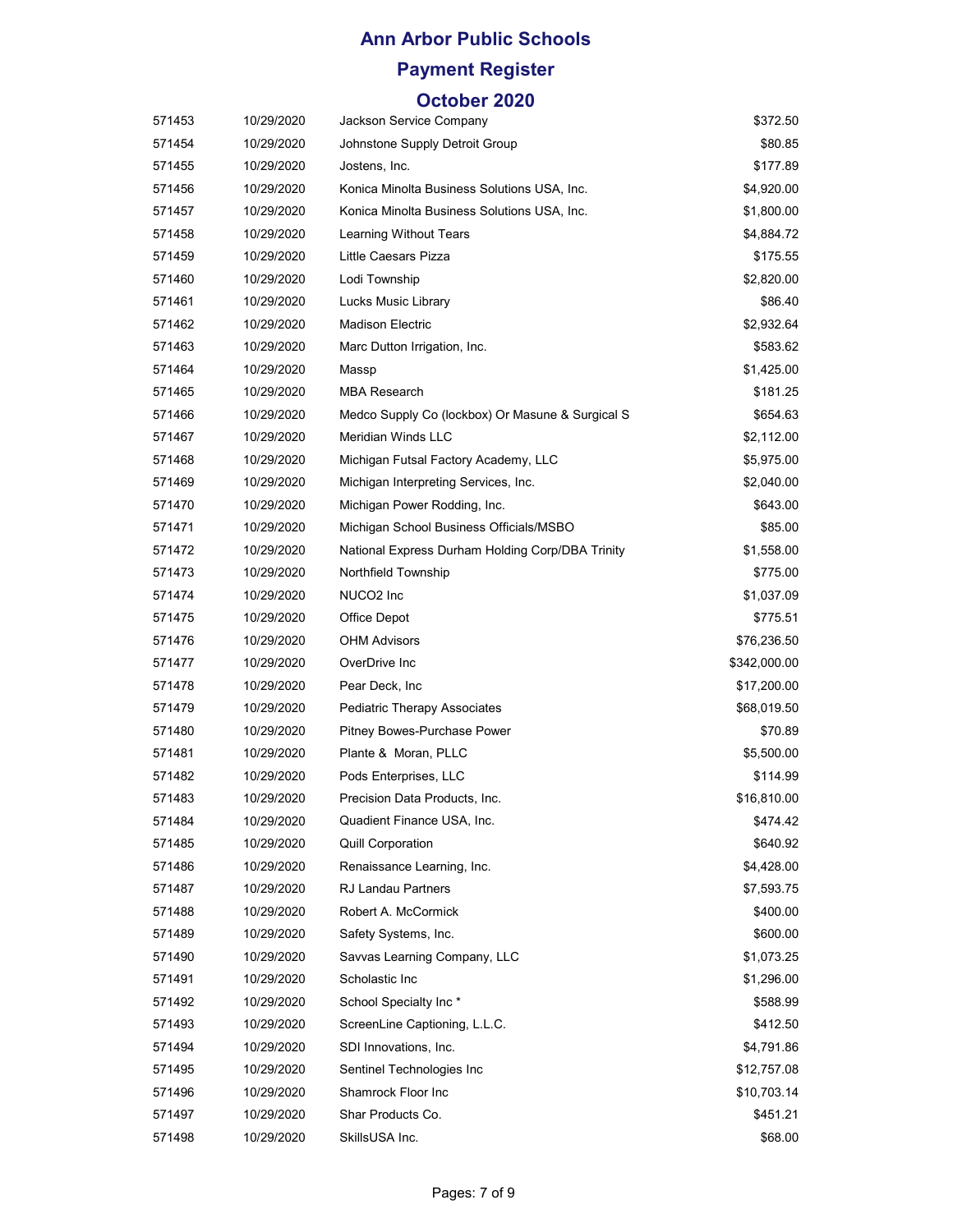# Ann Arbor Public Schools

## Payment Register

## October 2020

| | | | |
|---|---|---|---|
| 571453 | 10/29/2020 | Jackson Service Company | $372.50 |
| 571454 | 10/29/2020 | Johnstone Supply Detroit Group | $80.85 |
| 571455 | 10/29/2020 | Jostens, Inc. | $177.89 |
| 571456 | 10/29/2020 | Konica Minolta Business Solutions USA, Inc. | $4,920.00 |
| 571457 | 10/29/2020 | Konica Minolta Business Solutions USA, Inc. | $1,800.00 |
| 571458 | 10/29/2020 | Learning Without Tears | $4,884.72 |
| 571459 | 10/29/2020 | Little Caesars Pizza | $175.55 |
| 571460 | 10/29/2020 | Lodi Township | $2,820.00 |
| 571461 | 10/29/2020 | Lucks Music Library | $86.40 |
| 571462 | 10/29/2020 | Madison Electric | $2,932.64 |
| 571463 | 10/29/2020 | Marc Dutton Irrigation, Inc. | $583.62 |
| 571464 | 10/29/2020 | Massp | $1,425.00 |
| 571465 | 10/29/2020 | MBA Research | $181.25 |
| 571466 | 10/29/2020 | Medco Supply Co (lockbox) Or Masune & Surgical S | $654.63 |
| 571467 | 10/29/2020 | Meridian Winds LLC | $2,112.00 |
| 571468 | 10/29/2020 | Michigan Futsal Factory Academy, LLC | $5,975.00 |
| 571469 | 10/29/2020 | Michigan Interpreting Services, Inc. | $2,040.00 |
| 571470 | 10/29/2020 | Michigan Power Rodding, Inc. | $643.00 |
| 571471 | 10/29/2020 | Michigan School Business Officials/MSBO | $85.00 |
| 571472 | 10/29/2020 | National Express Durham Holding Corp/DBA Trinity | $1,558.00 |
| 571473 | 10/29/2020 | Northfield Township | $775.00 |
| 571474 | 10/29/2020 | NUCO2 Inc | $1,037.09 |
| 571475 | 10/29/2020 | Office Depot | $775.51 |
| 571476 | 10/29/2020 | OHM Advisors | $76,236.50 |
| 571477 | 10/29/2020 | OverDrive Inc | $342,000.00 |
| 571478 | 10/29/2020 | Pear Deck, Inc | $17,200.00 |
| 571479 | 10/29/2020 | Pediatric Therapy Associates | $68,019.50 |
| 571480 | 10/29/2020 | Pitney Bowes-Purchase Power | $70.89 |
| 571481 | 10/29/2020 | Plante & Moran, PLLC | $5,500.00 |
| 571482 | 10/29/2020 | Pods Enterprises, LLC | $114.99 |
| 571483 | 10/29/2020 | Precision Data Products, Inc. | $16,810.00 |
| 571484 | 10/29/2020 | Quadient Finance USA, Inc. | $474.42 |
| 571485 | 10/29/2020 | Quill Corporation | $640.92 |
| 571486 | 10/29/2020 | Renaissance Learning, Inc. | $4,428.00 |
| 571487 | 10/29/2020 | RJ Landau Partners | $7,593.75 |
| 571488 | 10/29/2020 | Robert A. McCormick | $400.00 |
| 571489 | 10/29/2020 | Safety Systems, Inc. | $600.00 |
| 571490 | 10/29/2020 | Savvas Learning Company, LLC | $1,073.25 |
| 571491 | 10/29/2020 | Scholastic Inc | $1,296.00 |
| 571492 | 10/29/2020 | School Specialty Inc * | $588.99 |
| 571493 | 10/29/2020 | ScreenLine Captioning, L.L.C. | $412.50 |
| 571494 | 10/29/2020 | SDI Innovations, Inc. | $4,791.86 |
| 571495 | 10/29/2020 | Sentinel Technologies Inc | $12,757.08 |
| 571496 | 10/29/2020 | Shamrock Floor Inc | $10,703.14 |
| 571497 | 10/29/2020 | Shar Products Co. | $451.21 |
| 571498 | 10/29/2020 | SkillsUSA Inc. | $68.00 |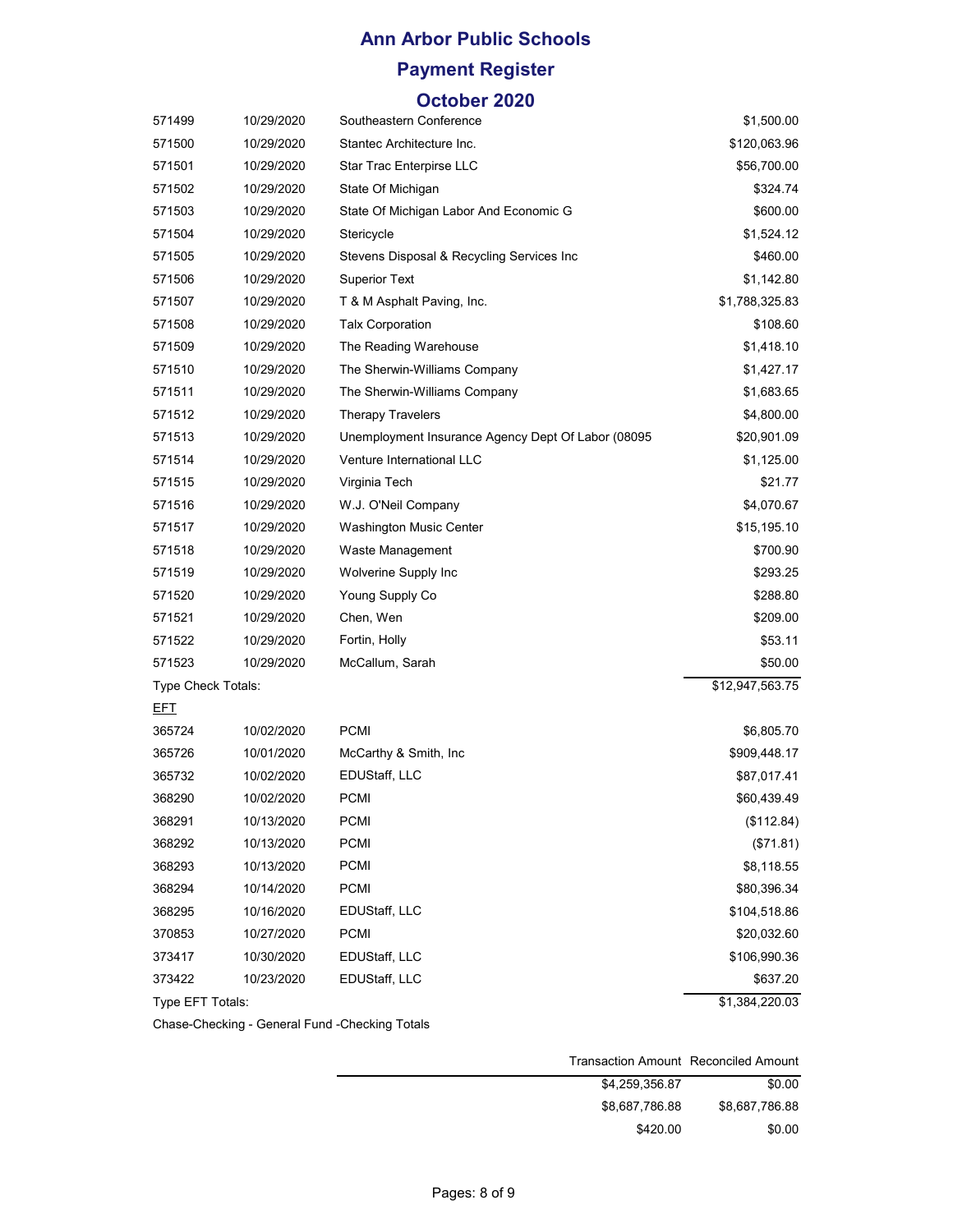# Ann Arbor Public Schools

## Payment Register

## October 2020

| | | | |
|---|---|---|---|
| 571499 | 10/29/2020 | Southeastern Conference | $1,500.00 |
| 571500 | 10/29/2020 | Stantec Architecture Inc. | $120,063.96 |
| 571501 | 10/29/2020 | Star Trac Enterpirse LLC | $56,700.00 |
| 571502 | 10/29/2020 | State Of Michigan | $324.74 |
| 571503 | 10/29/2020 | State Of Michigan Labor And Economic G | $600.00 |
| 571504 | 10/29/2020 | Stericycle | $1,524.12 |
| 571505 | 10/29/2020 | Stevens Disposal & Recycling Services Inc | $460.00 |
| 571506 | 10/29/2020 | Superior Text | $1,142.80 |
| 571507 | 10/29/2020 | T & M Asphalt Paving, Inc. | $1,788,325.83 |
| 571508 | 10/29/2020 | Talx Corporation | $108.60 |
| 571509 | 10/29/2020 | The Reading Warehouse | $1,418.10 |
| 571510 | 10/29/2020 | The Sherwin-Williams Company | $1,427.17 |
| 571511 | 10/29/2020 | The Sherwin-Williams Company | $1,683.65 |
| 571512 | 10/29/2020 | Therapy Travelers | $4,800.00 |
| 571513 | 10/29/2020 | Unemployment Insurance Agency Dept Of Labor (08095 | $20,901.09 |
| 571514 | 10/29/2020 | Venture International LLC | $1,125.00 |
| 571515 | 10/29/2020 | Virginia Tech | $21.77 |
| 571516 | 10/29/2020 | W.J. O'Neil Company | $4,070.67 |
| 571517 | 10/29/2020 | Washington Music Center | $15,195.10 |
| 571518 | 10/29/2020 | Waste Management | $700.90 |
| 571519 | 10/29/2020 | Wolverine Supply Inc | $293.25 |
| 571520 | 10/29/2020 | Young Supply Co | $288.80 |
| 571521 | 10/29/2020 | Chen, Wen | $209.00 |
| 571522 | 10/29/2020 | Fortin, Holly | $53.11 |
| 571523 | 10/29/2020 | McCallum, Sarah | $50.00 |
| Type Check Totals: | | | $12,947,563.75 |
| EFT | | | |
| 365724 | 10/02/2020 | PCMI | $6,805.70 |
| 365726 | 10/01/2020 | McCarthy & Smith, Inc | $909,448.17 |
| 365732 | 10/02/2020 | EDUStaff, LLC | $87,017.41 |
| 368290 | 10/02/2020 | PCMI | $60,439.49 |
| 368291 | 10/13/2020 | PCMI | ($112.84) |
| 368292 | 10/13/2020 | PCMI | ($71.81) |
| 368293 | 10/13/2020 | PCMI | $8,118.55 |
| 368294 | 10/14/2020 | PCMI | $80,396.34 |
| 368295 | 10/16/2020 | EDUStaff, LLC | $104,518.86 |
| 370853 | 10/27/2020 | PCMI | $20,032.60 |
| 373417 | 10/30/2020 | EDUStaff, LLC | $106,990.36 |
| 373422 | 10/23/2020 | EDUStaff, LLC | $637.20 |
| Type EFT Totals: | | | $1,384,220.03 |

Chase-Checking - General Fund -Checking Totals

| | Transaction Amount | Reconciled Amount |
|---|---|---|
| | $4,259,356.87 | $0.00 |
| | $8,687,786.88 | $8,687,786.88 |
| | $420.00 | $0.00 |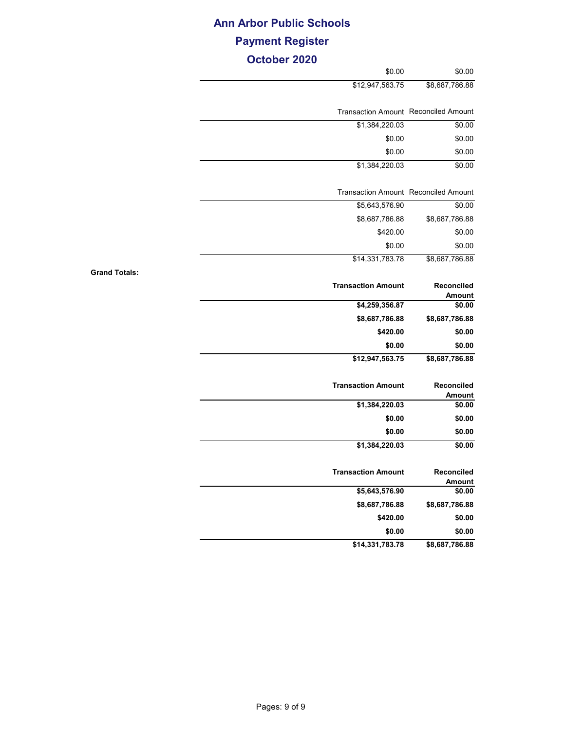# Ann Arbor Public Schools

## Payment Register

## October 2020

| | | |
|---|---|---|
| | $0.00 | $0.00 |
| | $12,947,563.75 | $8,687,786.88 |

| | Transaction Amount | Reconciled Amount |
|---|---|---|
| | $1,384,220.03 | $0.00 |
| | $0.00 | $0.00 |
| | $0.00 | $0.00 |
| | $1,384,220.03 | $0.00 |

| | Transaction Amount | Reconciled Amount |
|---|---|---|
| | $5,643,576.90 | $0.00 |
| | $8,687,786.88 | $8,687,786.88 |
| | $420.00 | $0.00 |
| | $0.00 | $0.00 |
| | $14,331,783.78 | $8,687,786.88 |

**Grand Totals:**

| | **Transaction Amount** | **Reconciled Amount** |
|---|---|---|
| | **$4,259,356.87** | **$0.00** |
| | **$8,687,786.88** | **$8,687,786.88** |
| | **$420.00** | **$0.00** |
| | **$0.00** | **$0.00** |
| | **$12,947,563.75** | **$8,687,786.88** |

| | **Transaction Amount** | **Reconciled Amount** |
|---|---|---|
| | **$1,384,220.03** | **$0.00** |
| | **$0.00** | **$0.00** |
| | **$0.00** | **$0.00** |
| | **$1,384,220.03** | **$0.00** |

| | **Transaction Amount** | **Reconciled Amount** |
|---|---|---|
| | **$5,643,576.90** | **$0.00** |
| | **$8,687,786.88** | **$8,687,786.88** |
| | **$420.00** | **$0.00** |
| | **$0.00** | **$0.00** |
| | **$14,331,783.78** | **$8,687,786.88** |